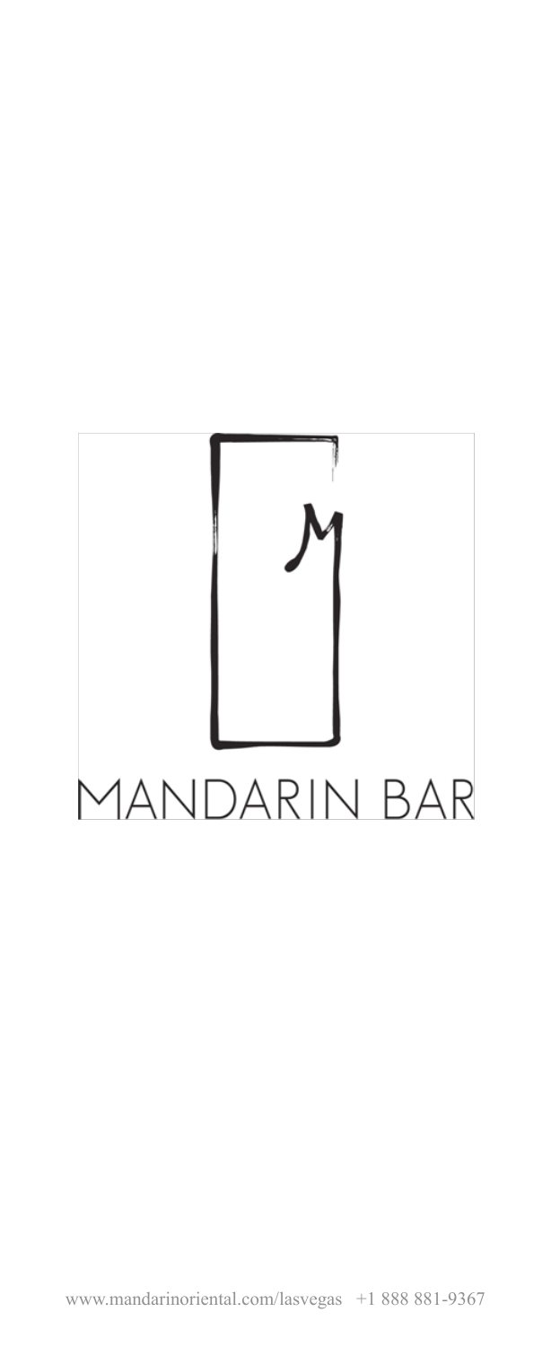# MANDARIN BAR

www.mandarinoriental.com/lasvegas +1 888 881-9367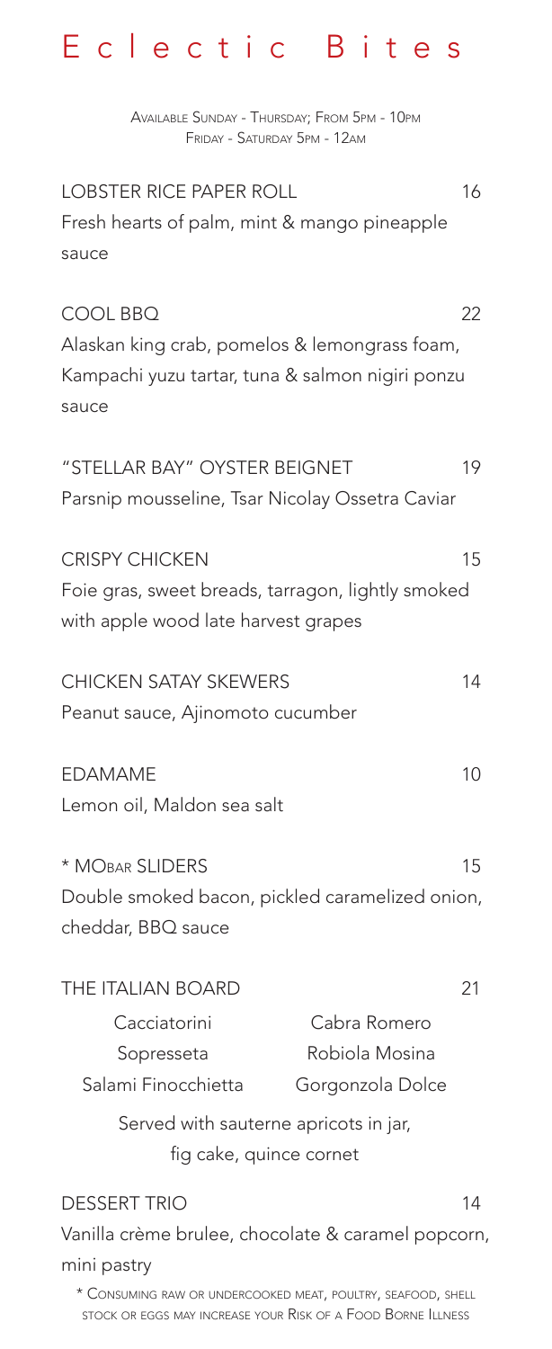# Eclectic Bites

Available Sunday - Thursday; From 5pm - 10pm
Friday - Saturday 5pm - 12am

**LOBSTER RICE PAPER ROLL** 16
Fresh hearts of palm, mint & mango pineapple sauce

**COOL BBQ** 22
Alaskan king crab, pomelos & lemongrass foam, Kampachi yuzu tartar, tuna & salmon nigiri ponzu sauce

**"STELLAR BAY" OYSTER BEIGNET** 19
Parsnip mousseline, Tsar Nicolay Ossetra Caviar

**CRISPY CHICKEN** 15
Foie gras, sweet breads, tarragon, lightly smoked with apple wood late harvest grapes

**CHICKEN SATAY SKEWERS** 14
Peanut sauce, Ajinomoto cucumber

**EDAMAME** 10
Lemon oil, Maldon sea salt

**\* MOBAR SLIDERS** 15
Double smoked bacon, pickled caramelized onion, cheddar, BBQ sauce

**THE ITALIAN BOARD** 21

| | |
|---|---|
| Cacciatorini | Cabra Romero |
| Sopresseta | Robiola Mosina |
| Salami Finocchietta | Gorgonzola Dolce |

Served with sauterne apricots in jar, fig cake, quince cornet

**DESSERT TRIO** 14
Vanilla crème brulee, chocolate & caramel popcorn, mini pastry

\* Consuming raw or undercooked meat, poultry, seafood, shell stock or eggs may increase your Risk of a Food Borne Illness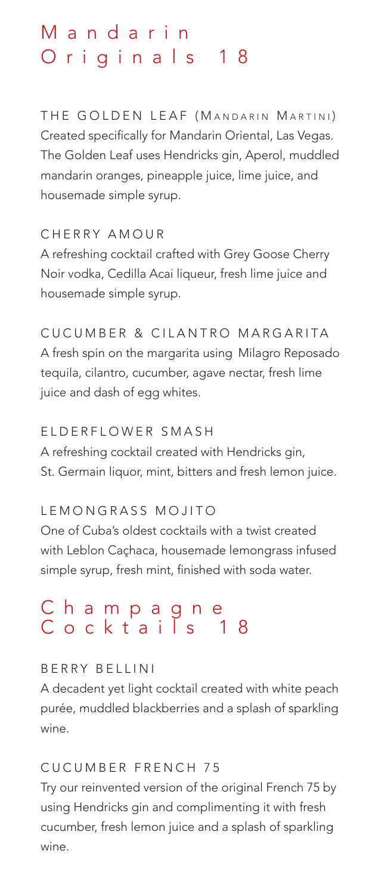# Mandarin Originals 18

### THE GOLDEN LEAF (MANDARIN MARTINI)

Created specifically for Mandarin Oriental, Las Vegas. The Golden Leaf uses Hendricks gin, Aperol, muddled mandarin oranges, pineapple juice, lime juice, and housemade simple syrup.

### CHERRY AMOUR

A refreshing cocktail crafted with Grey Goose Cherry Noir vodka, Cedilla Acai liqueur, fresh lime juice and housemade simple syrup.

### CUCUMBER & CILANTRO MARGARITA

A fresh spin on the margarita using Milagro Reposado tequila, cilantro, cucumber, agave nectar, fresh lime juice and dash of egg whites.

### ELDERFLOWER SMASH

A refreshing cocktail created with Hendricks gin, St. Germain liquor, mint, bitters and fresh lemon juice.

### LEMONGRASS MOJITO

One of Cuba's oldest cocktails with a twist created with Leblon Caçhaca, housemade lemongrass infused simple syrup, fresh mint, finished with soda water.

# Champagne Cocktails 18

### BERRY BELLINI

A decadent yet light cocktail created with white peach purée, muddled blackberries and a splash of sparkling wine.

### CUCUMBER FRENCH 75

Try our reinvented version of the original French 75 by using Hendricks gin and complimenting it with fresh cucumber, fresh lemon juice and a splash of sparkling wine.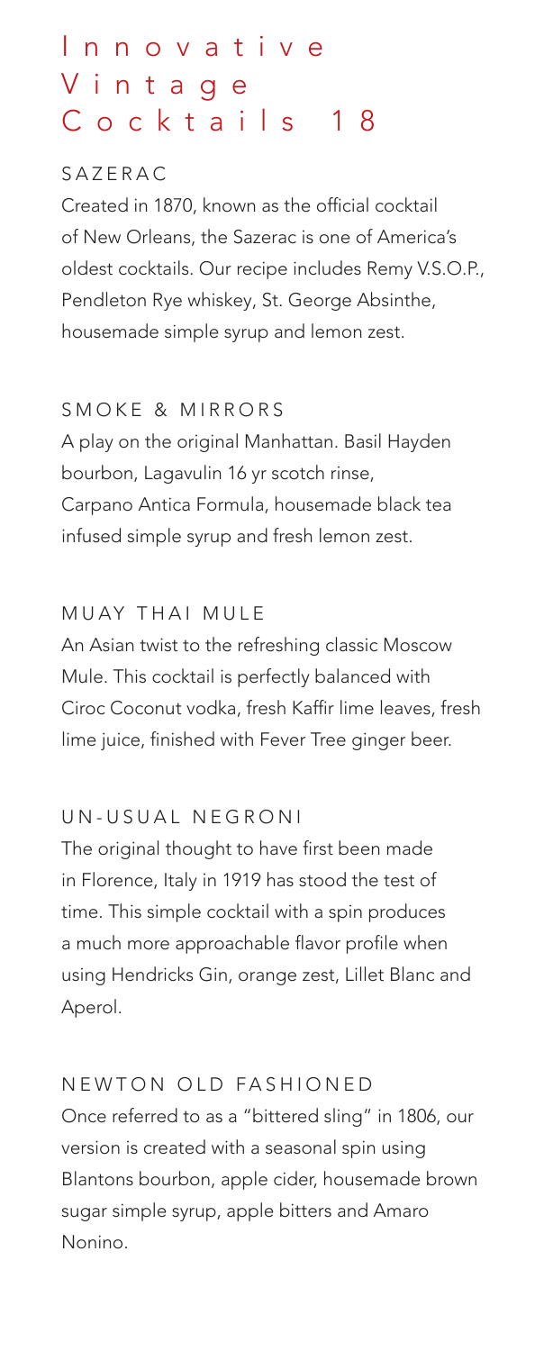# Innovative Vintage Cocktails 18

### SAZERAC

Created in 1870, known as the official cocktail of New Orleans, the Sazerac is one of America's oldest cocktails. Our recipe includes Remy V.S.O.P., Pendleton Rye whiskey, St. George Absinthe, housemade simple syrup and lemon zest.

### SMOKE & MIRRORS

A play on the original Manhattan. Basil Hayden bourbon, Lagavulin 16 yr scotch rinse, Carpano Antica Formula, housemade black tea infused simple syrup and fresh lemon zest.

### MUAY THAI MULE

An Asian twist to the refreshing classic Moscow Mule. This cocktail is perfectly balanced with Ciroc Coconut vodka, fresh Kaffir lime leaves, fresh lime juice, finished with Fever Tree ginger beer.

### UN-USUAL NEGRONI

The original thought to have first been made in Florence, Italy in 1919 has stood the test of time. This simple cocktail with a spin produces a much more approachable flavor profile when using Hendricks Gin, orange zest, Lillet Blanc and Aperol.

### NEWTON OLD FASHIONED

Once referred to as a "bittered sling" in 1806, our version is created with a seasonal spin using Blantons bourbon, apple cider, housemade brown sugar simple syrup, apple bitters and Amaro Nonino.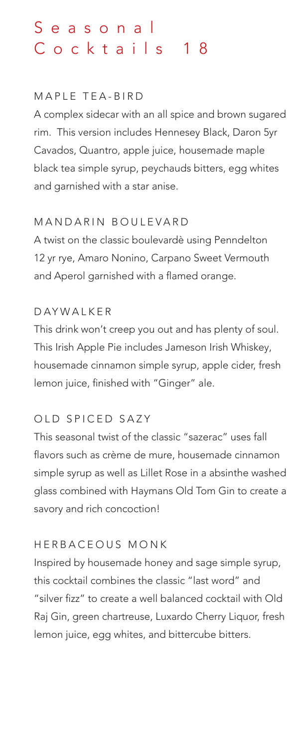# Seasonal Cocktails 18

### MAPLE TEA-BIRD

A complex sidecar with an all spice and brown sugared rim. This version includes Hennesey Black, Daron 5yr Cavados, Quantro, apple juice, housemade maple black tea simple syrup, peychauds bitters, egg whites and garnished with a star anise.

### MANDARIN BOULEVARD

A twist on the classic boulevardè using Penndelton 12 yr rye, Amaro Nonino, Carpano Sweet Vermouth and Aperol garnished with a flamed orange.

### DAYWALKER

This drink won't creep you out and has plenty of soul. This Irish Apple Pie includes Jameson Irish Whiskey, housemade cinnamon simple syrup, apple cider, fresh lemon juice, finished with "Ginger" ale.

### OLD SPICED SAZY

This seasonal twist of the classic "sazerac" uses fall flavors such as crème de mure, housemade cinnamon simple syrup as well as Lillet Rose in a absinthe washed glass combined with Haymans Old Tom Gin to create a savory and rich concoction!

### HERBACEOUS MONK

Inspired by housemade honey and sage simple syrup, this cocktail combines the classic "last word" and "silver fizz" to create a well balanced cocktail with Old Raj Gin, green chartreuse, Luxardo Cherry Liquor, fresh lemon juice, egg whites, and bittercube bitters.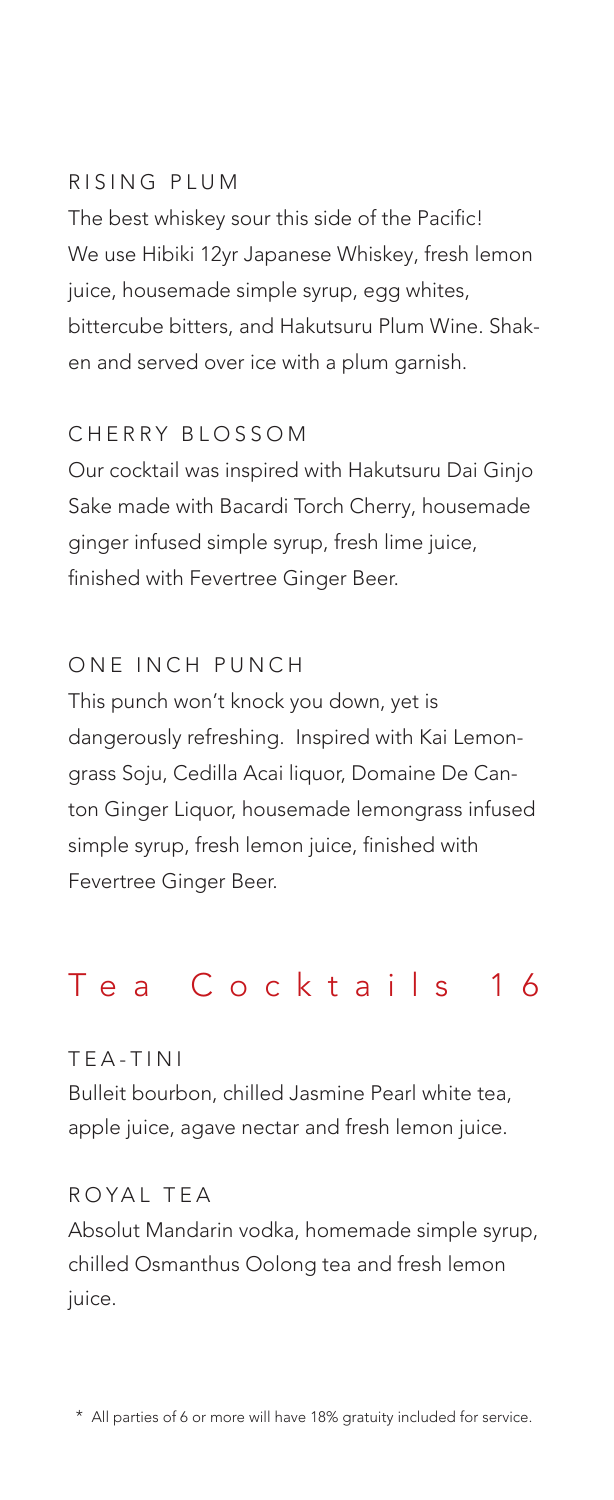### RISING PLUM

The best whiskey sour this side of the Pacific! We use Hibiki 12yr Japanese Whiskey, fresh lemon juice, housemade simple syrup, egg whites, bittercube bitters, and Hakutsuru Plum Wine. Shaken and served over ice with a plum garnish.

### CHERRY BLOSSOM

Our cocktail was inspired with Hakutsuru Dai Ginjo Sake made with Bacardi Torch Cherry, housemade ginger infused simple syrup, fresh lime juice, finished with Fevertree Ginger Beer.

### ONE INCH PUNCH

This punch won't knock you down, yet is dangerously refreshing. Inspired with Kai Lemongrass Soju, Cedilla Acai liquor, Domaine De Canton Ginger Liquor, housemade lemongrass infused simple syrup, fresh lemon juice, finished with Fevertree Ginger Beer.

## Tea Cocktails 16

### TEA-TINI

Bulleit bourbon, chilled Jasmine Pearl white tea, apple juice, agave nectar and fresh lemon juice.

### ROYAL TEA

Absolut Mandarin vodka, homemade simple syrup, chilled Osmanthus Oolong tea and fresh lemon juice.

\* All parties of 6 or more will have 18% gratuity included for service.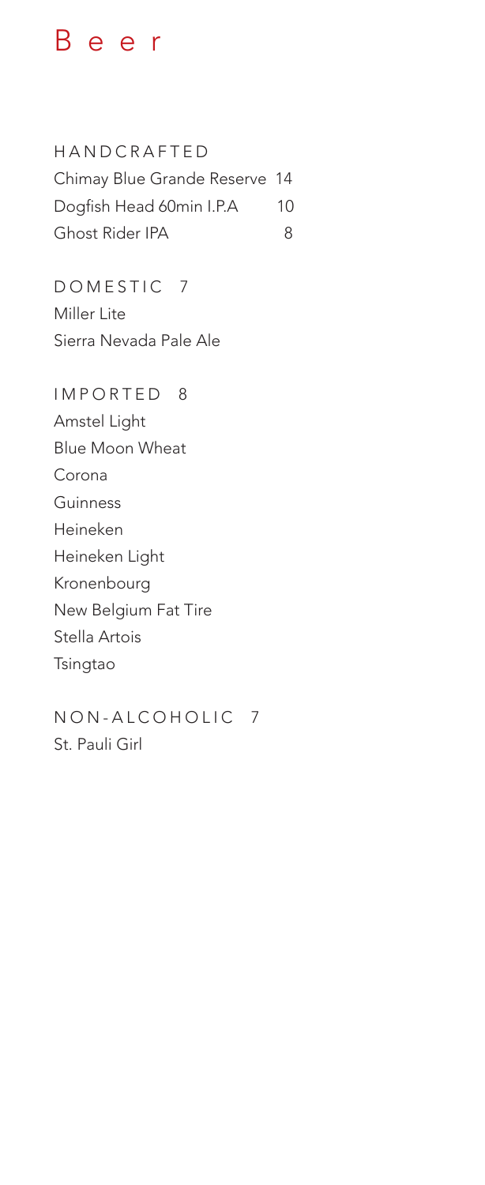# Beer

## HANDCRAFTED

Chimay Blue Grande Reserve 14
Dogfish Head 60min I.P.A 10
Ghost Rider IPA 8

## DOMESTIC 7

Miller Lite
Sierra Nevada Pale Ale

## IMPORTED 8

Amstel Light
Blue Moon Wheat
Corona
Guinness
Heineken
Heineken Light
Kronenbourg
New Belgium Fat Tire
Stella Artois
Tsingtao

## NON-ALCOHOLIC 7

St. Pauli Girl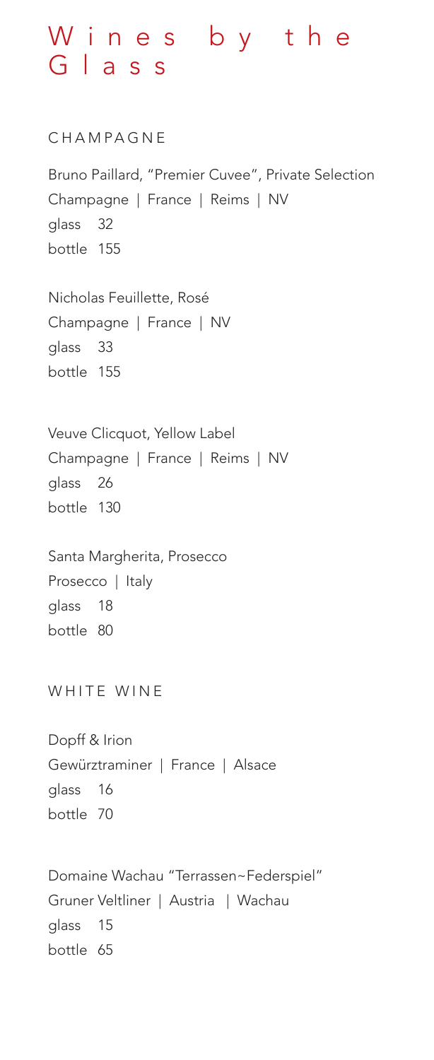# Wines by the Glass

## CHAMPAGNE

Bruno Paillard, "Premier Cuvee", Private Selection
Champagne | France | Reims | NV
glass 32
bottle 155

Nicholas Feuillette, Rosé
Champagne | France | NV
glass 33
bottle 155

Veuve Clicquot, Yellow Label
Champagne | France | Reims | NV
glass 26
bottle 130

Santa Margherita, Prosecco
Prosecco | Italy
glass 18
bottle 80

## WHITE WINE

Dopff & Irion
Gewürztraminer | France | Alsace
glass 16
bottle 70

Domaine Wachau "Terrassen~Federspiel"
Gruner Veltliner | Austria | Wachau
glass 15
bottle 65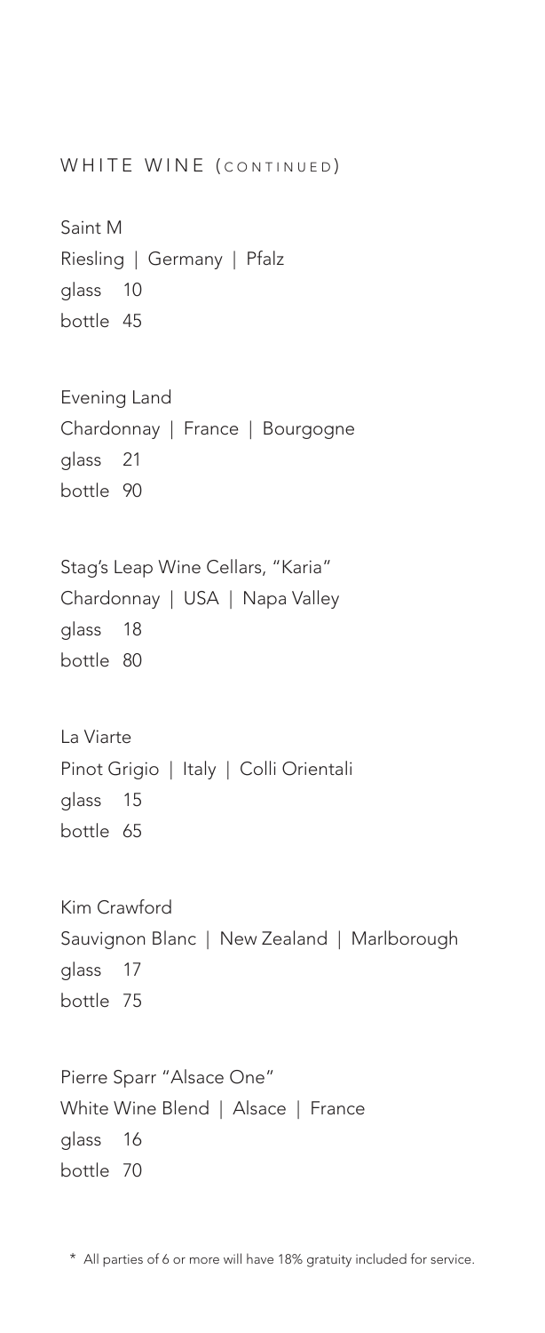## WHITE WINE (CONTINUED)

Saint M
Riesling | Germany | Pfalz
glass 10
bottle 45

Evening Land
Chardonnay | France | Bourgogne
glass 21
bottle 90

Stag's Leap Wine Cellars, "Karia"
Chardonnay | USA | Napa Valley
glass 18
bottle 80

La Viarte
Pinot Grigio | Italy | Colli Orientali
glass 15
bottle 65

Kim Crawford
Sauvignon Blanc | New Zealand | Marlborough
glass 17
bottle 75

Pierre Sparr "Alsace One"
White Wine Blend | Alsace | France
glass 16
bottle 70

* All parties of 6 or more will have 18% gratuity included for service.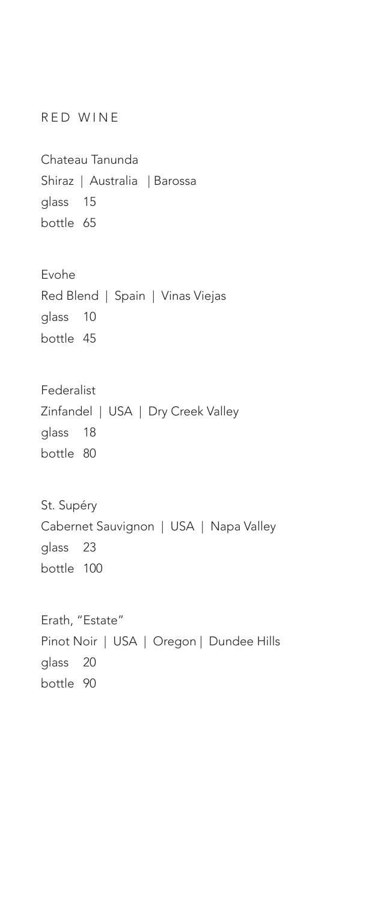# RED WINE

Chateau Tanunda
Shiraz | Australia | Barossa
glass 15
bottle 65

Evohe
Red Blend | Spain | Vinas Viejas
glass 10
bottle 45

Federalist
Zinfandel | USA | Dry Creek Valley
glass 18
bottle 80

St. Supéry
Cabernet Sauvignon | USA | Napa Valley
glass 23
bottle 100

Erath, "Estate"
Pinot Noir | USA | Oregon | Dundee Hills
glass 20
bottle 90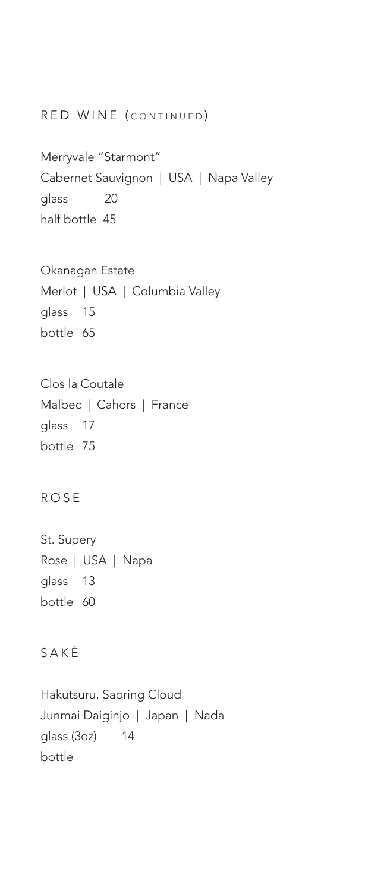## RED WINE (CONTINUED)

Merryvale "Starmont"
Cabernet Sauvignon | USA | Napa Valley
glass 20
half bottle 45

Okanagan Estate
Merlot | USA | Columbia Valley
glass 15
bottle 65

Clos la Coutale
Malbec | Cahors | France
glass 17
bottle 75

## ROSE

St. Supery
Rose | USA | Napa
glass 13
bottle 60

## SAKÉ

Hakutsuru, Saoring Cloud
Junmai Daiginjo | Japan | Nada
glass (3oz) 14
bottle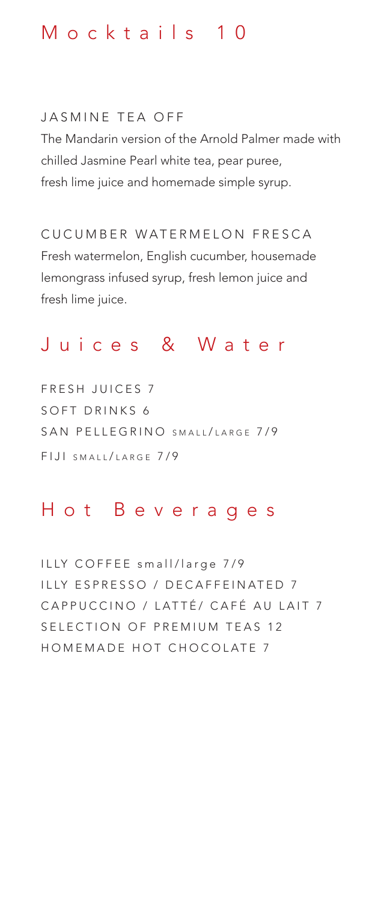# Mocktails 10

JASMINE TEA OFF

The Mandarin version of the Arnold Palmer made with chilled Jasmine Pearl white tea, pear puree, fresh lime juice and homemade simple syrup.

CUCUMBER WATERMELON FRESCA

Fresh watermelon, English cucumber, housemade lemongrass infused syrup, fresh lemon juice and fresh lime juice.

# Juices & Water

FRESH JUICES 7
SOFT DRINKS 6
SAN PELLEGRINO SMALL/LARGE 7/9
FIJI SMALL/LARGE 7/9

# Hot Beverages

ILLY COFFEE small/large 7/9
ILLY ESPRESSO / DECAFFEINATED 7
CAPPUCCINO / LATTÉ/ CAFÉ AU LAIT 7
SELECTION OF PREMIUM TEAS 12
HOMEMADE HOT CHOCOLATE 7